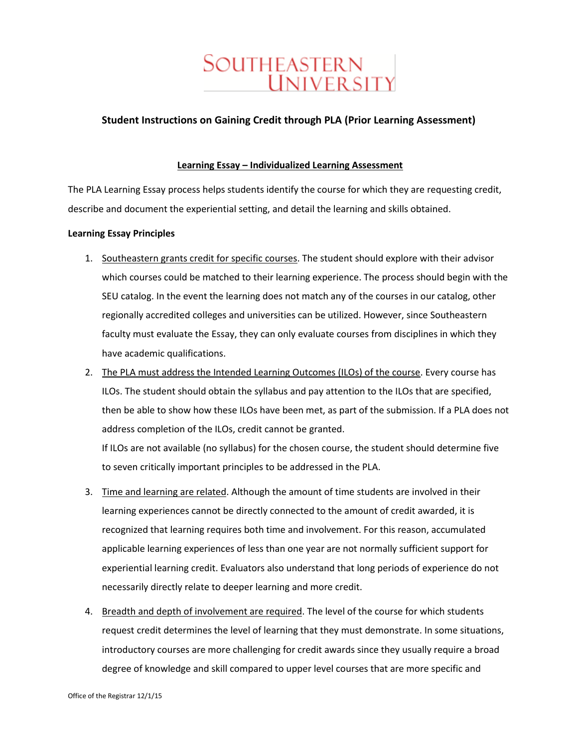# SOUTHEASTERN UNIVERSITY

## Student Instructions on Gaining Credit through PLA (Prior Learning Assessment)

### Learning Essay – Individualized Learning Assessment

The PLA Learning Essay process helps students identify the course for which they are requesting credit, describe and document the experiential setting, and detail the learning and skills obtained.

**Learning Essay Principles**

1. Southeastern grants credit for specific courses. The student should explore with their advisor which courses could be matched to their learning experience. The process should begin with the SEU catalog. In the event the learning does not match any of the courses in our catalog, other regionally accredited colleges and universities can be utilized. However, since Southeastern faculty must evaluate the Essay, they can only evaluate courses from disciplines in which they have academic qualifications.
2. The PLA must address the Intended Learning Outcomes (ILOs) of the course. Every course has ILOs. The student should obtain the syllabus and pay attention to the ILOs that are specified, then be able to show how these ILOs have been met, as part of the submission. If a PLA does not address completion of the ILOs, credit cannot be granted.
   If ILOs are not available (no syllabus) for the chosen course, the student should determine five to seven critically important principles to be addressed in the PLA.
3. Time and learning are related. Although the amount of time students are involved in their learning experiences cannot be directly connected to the amount of credit awarded, it is recognized that learning requires both time and involvement. For this reason, accumulated applicable learning experiences of less than one year are not normally sufficient support for experiential learning credit. Evaluators also understand that long periods of experience do not necessarily directly relate to deeper learning and more credit.
4. Breadth and depth of involvement are required. The level of the course for which students request credit determines the level of learning that they must demonstrate. In some situations, introductory courses are more challenging for credit awards since they usually require a broad degree of knowledge and skill compared to upper level courses that are more specific and

Office of the Registrar 12/1/15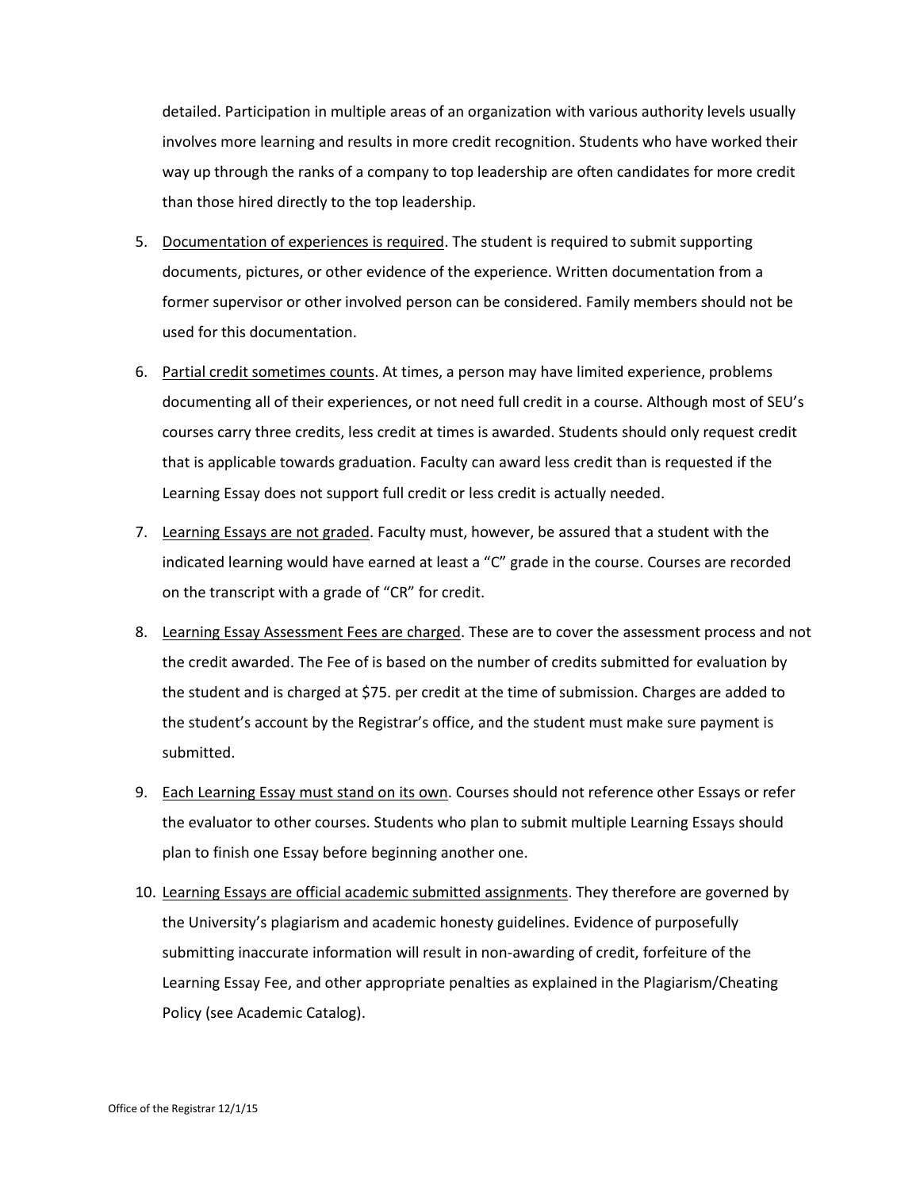detailed. Participation in multiple areas of an organization with various authority levels usually involves more learning and results in more credit recognition. Students who have worked their way up through the ranks of a company to top leadership are often candidates for more credit than those hired directly to the top leadership.

5. <u>Documentation of experiences is required</u>. The student is required to submit supporting documents, pictures, or other evidence of the experience. Written documentation from a former supervisor or other involved person can be considered. Family members should not be used for this documentation.

6. <u>Partial credit sometimes counts</u>. At times, a person may have limited experience, problems documenting all of their experiences, or not need full credit in a course. Although most of SEU's courses carry three credits, less credit at times is awarded. Students should only request credit that is applicable towards graduation. Faculty can award less credit than is requested if the Learning Essay does not support full credit or less credit is actually needed.

7. <u>Learning Essays are not graded</u>. Faculty must, however, be assured that a student with the indicated learning would have earned at least a "C" grade in the course. Courses are recorded on the transcript with a grade of "CR" for credit.

8. <u>Learning Essay Assessment Fees are charged</u>. These are to cover the assessment process and not the credit awarded. The Fee of is based on the number of credits submitted for evaluation by the student and is charged at $75. per credit at the time of submission. Charges are added to the student's account by the Registrar's office, and the student must make sure payment is submitted.

9. <u>Each Learning Essay must stand on its own</u>. Courses should not reference other Essays or refer the evaluator to other courses. Students who plan to submit multiple Learning Essays should plan to finish one Essay before beginning another one.

10. <u>Learning Essays are official academic submitted assignments</u>. They therefore are governed by the University's plagiarism and academic honesty guidelines. Evidence of purposefully submitting inaccurate information will result in non-awarding of credit, forfeiture of the Learning Essay Fee, and other appropriate penalties as explained in the Plagiarism/Cheating Policy (see Academic Catalog).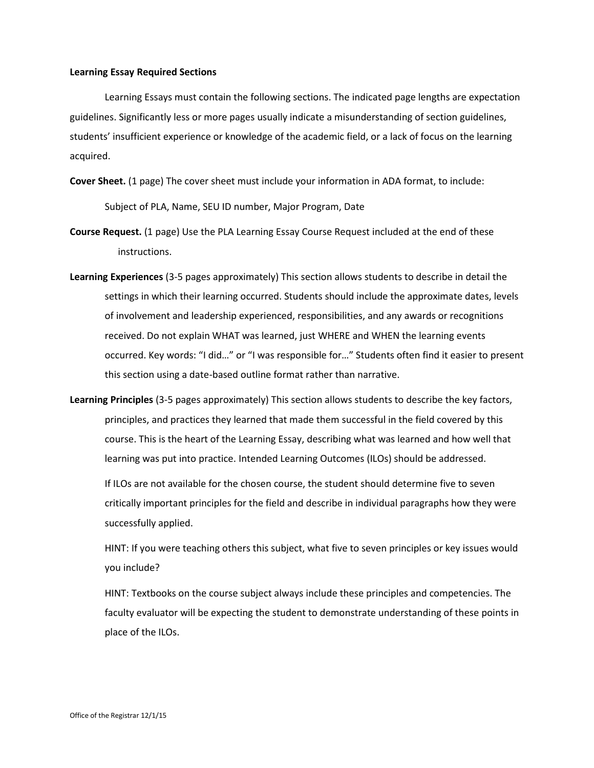**Learning Essay Required Sections**

Learning Essays must contain the following sections. The indicated page lengths are expectation guidelines. Significantly less or more pages usually indicate a misunderstanding of section guidelines, students' insufficient experience or knowledge of the academic field, or a lack of focus on the learning acquired.

**Cover Sheet.** (1 page) The cover sheet must include your information in ADA format, to include:

Subject of PLA, Name, SEU ID number, Major Program, Date

**Course Request.** (1 page) Use the PLA Learning Essay Course Request included at the end of these instructions.

**Learning Experiences** (3-5 pages approximately) This section allows students to describe in detail the settings in which their learning occurred. Students should include the approximate dates, levels of involvement and leadership experienced, responsibilities, and any awards or recognitions received. Do not explain WHAT was learned, just WHERE and WHEN the learning events occurred. Key words: "I did…" or "I was responsible for…" Students often find it easier to present this section using a date-based outline format rather than narrative.

**Learning Principles** (3-5 pages approximately) This section allows students to describe the key factors, principles, and practices they learned that made them successful in the field covered by this course. This is the heart of the Learning Essay, describing what was learned and how well that learning was put into practice. Intended Learning Outcomes (ILOs) should be addressed.

If ILOs are not available for the chosen course, the student should determine five to seven critically important principles for the field and describe in individual paragraphs how they were successfully applied.

HINT: If you were teaching others this subject, what five to seven principles or key issues would you include?

HINT: Textbooks on the course subject always include these principles and competencies. The faculty evaluator will be expecting the student to demonstrate understanding of these points in place of the ILOs.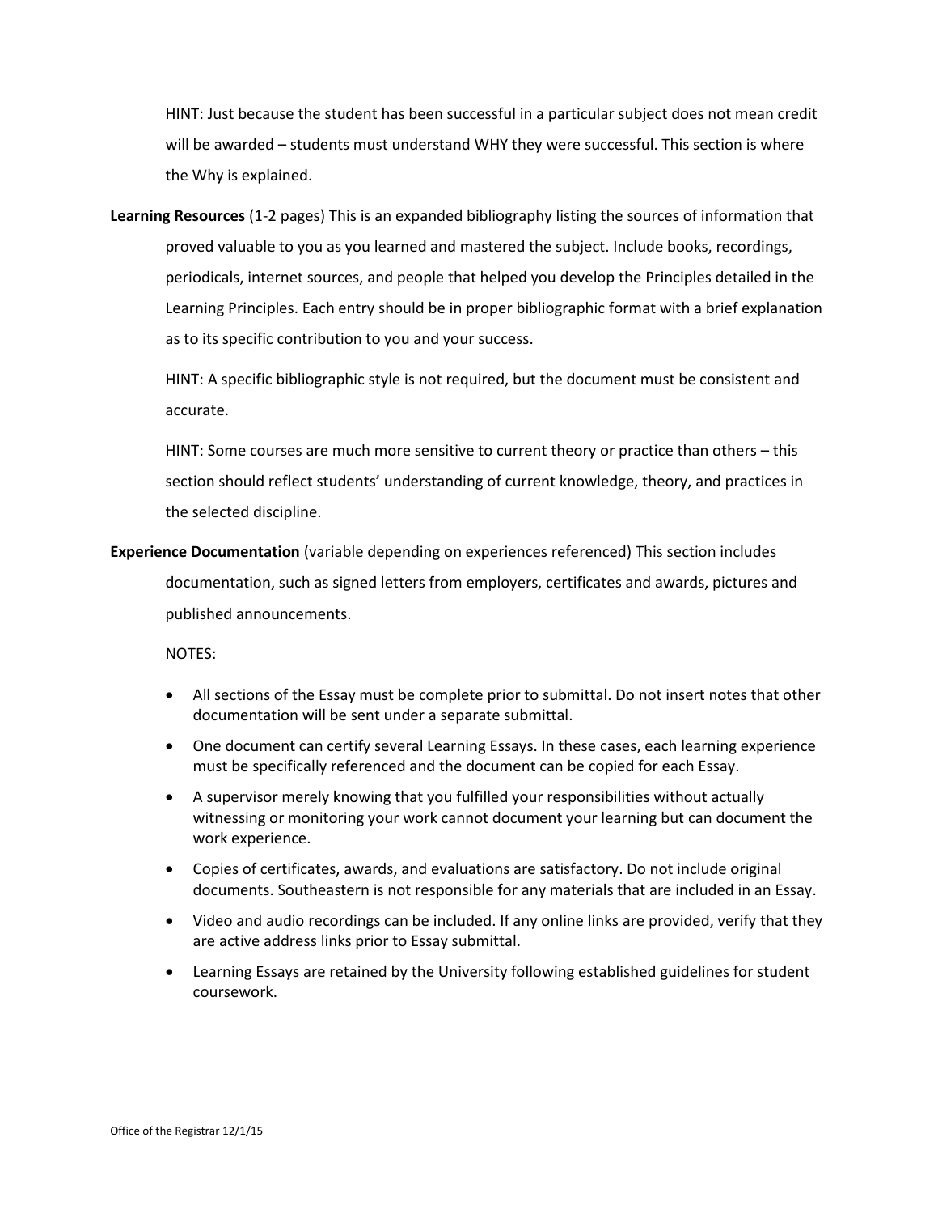HINT: Just because the student has been successful in a particular subject does not mean credit will be awarded – students must understand WHY they were successful. This section is where the Why is explained.

**Learning Resources** (1-2 pages) This is an expanded bibliography listing the sources of information that proved valuable to you as you learned and mastered the subject. Include books, recordings, periodicals, internet sources, and people that helped you develop the Principles detailed in the Learning Principles. Each entry should be in proper bibliographic format with a brief explanation as to its specific contribution to you and your success.

HINT: A specific bibliographic style is not required, but the document must be consistent and accurate.

HINT: Some courses are much more sensitive to current theory or practice than others – this section should reflect students' understanding of current knowledge, theory, and practices in the selected discipline.

**Experience Documentation** (variable depending on experiences referenced) This section includes documentation, such as signed letters from employers, certificates and awards, pictures and published announcements.

NOTES:

- All sections of the Essay must be complete prior to submittal. Do not insert notes that other documentation will be sent under a separate submittal.
- One document can certify several Learning Essays. In these cases, each learning experience must be specifically referenced and the document can be copied for each Essay.
- A supervisor merely knowing that you fulfilled your responsibilities without actually witnessing or monitoring your work cannot document your learning but can document the work experience.
- Copies of certificates, awards, and evaluations are satisfactory. Do not include original documents. Southeastern is not responsible for any materials that are included in an Essay.
- Video and audio recordings can be included. If any online links are provided, verify that they are active address links prior to Essay submittal.
- Learning Essays are retained by the University following established guidelines for student coursework.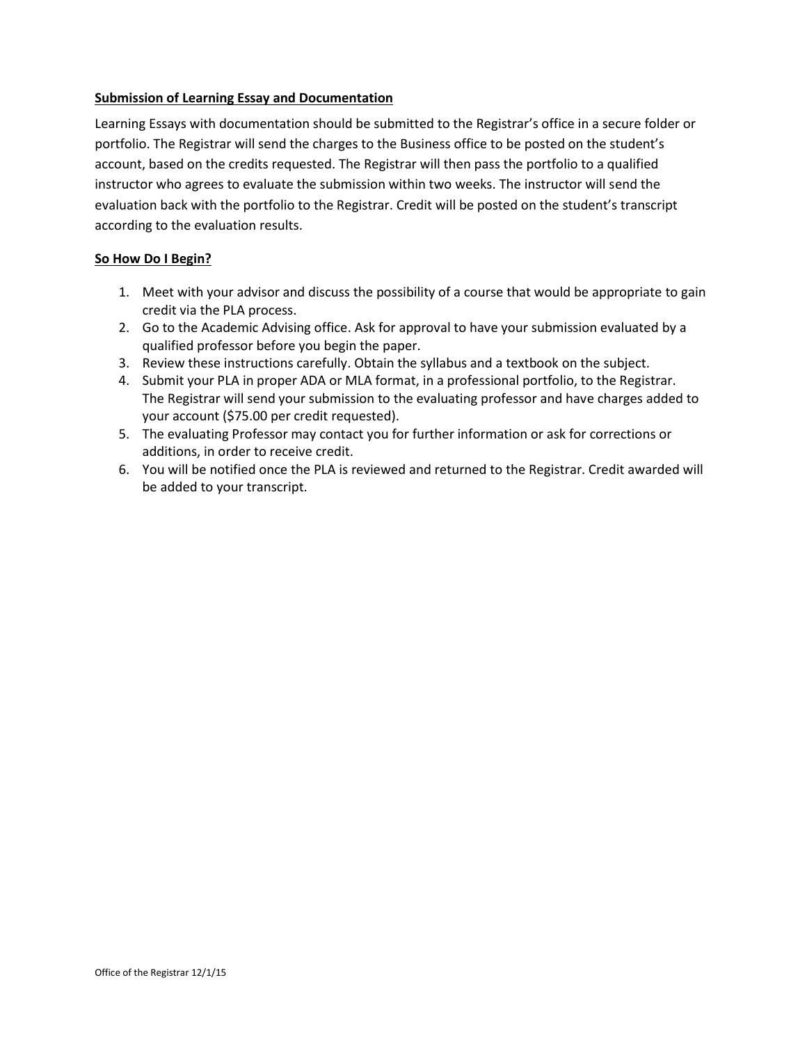**Submission of Learning Essay and Documentation**

Learning Essays with documentation should be submitted to the Registrar's office in a secure folder or portfolio. The Registrar will send the charges to the Business office to be posted on the student's account, based on the credits requested. The Registrar will then pass the portfolio to a qualified instructor who agrees to evaluate the submission within two weeks. The instructor will send the evaluation back with the portfolio to the Registrar. Credit will be posted on the student's transcript according to the evaluation results.

**So How Do I Begin?**

1. Meet with your advisor and discuss the possibility of a course that would be appropriate to gain credit via the PLA process.
2. Go to the Academic Advising office. Ask for approval to have your submission evaluated by a qualified professor before you begin the paper.
3. Review these instructions carefully. Obtain the syllabus and a textbook on the subject.
4. Submit your PLA in proper ADA or MLA format, in a professional portfolio, to the Registrar. The Registrar will send your submission to the evaluating professor and have charges added to your account ($75.00 per credit requested).
5. The evaluating Professor may contact you for further information or ask for corrections or additions, in order to receive credit.
6. You will be notified once the PLA is reviewed and returned to the Registrar. Credit awarded will be added to your transcript.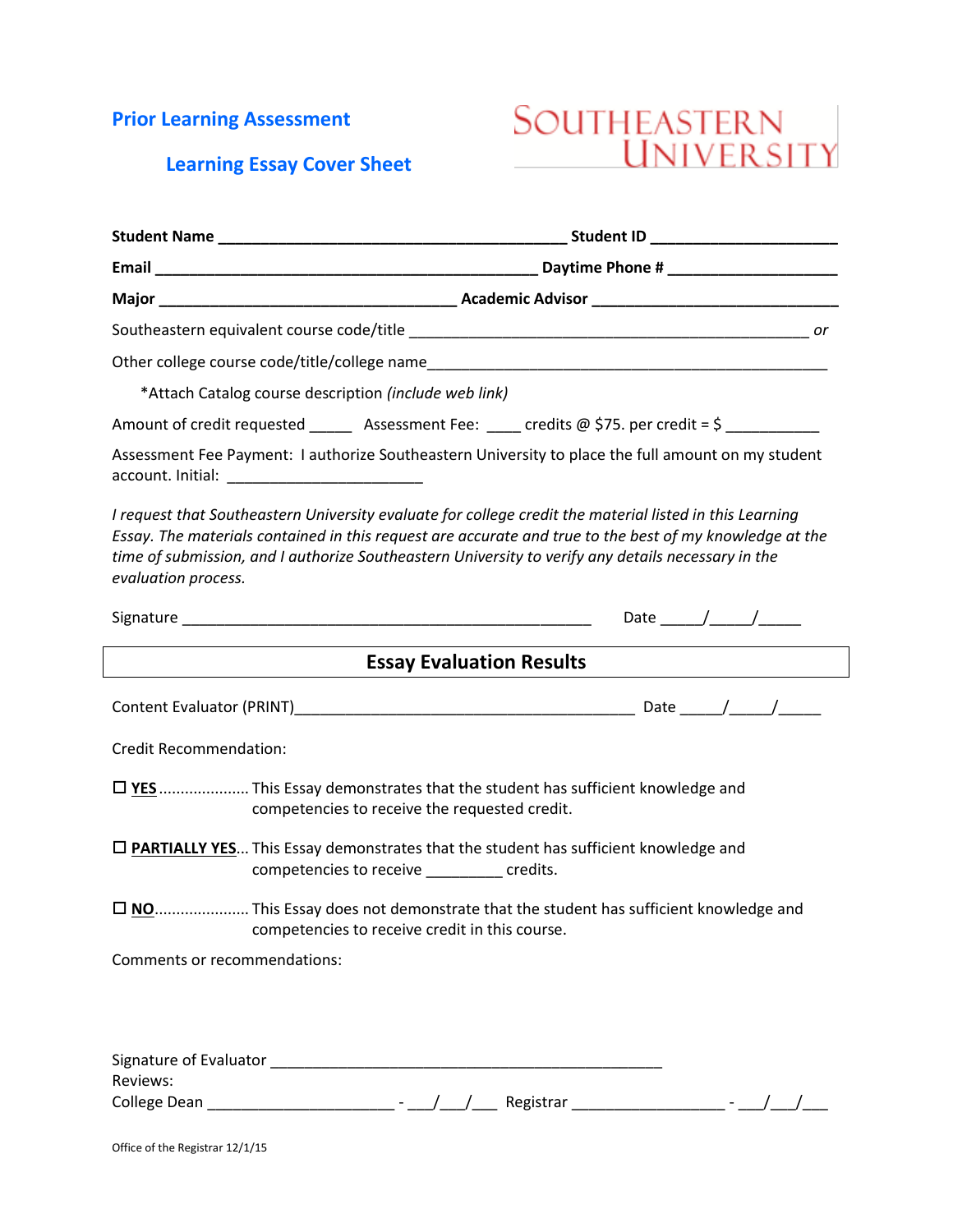**Prior Learning Assessment**

**Learning Essay Cover Sheet**

SOUTHEASTERN UNIVERSITY

**Student Name** ________________________________________ **Student ID** ______________________

**Email** ____________________________________________ **Daytime Phone #** ___________________

**Major** __________________________________ **Academic Advisor** ____________________________

Southeastern equivalent course code/title ______________________________________________ *or*

Other college course code/title/college name_____________________________________________

*Attach Catalog course description *(include web link)*

Amount of credit requested _____ Assessment Fee: ____ credits @ $75. per credit = $ ___________

Assessment Fee Payment: I authorize Southeastern University to place the full amount on my student account. Initial: ______________________

*I request that Southeastern University evaluate for college credit the material listed in this Learning Essay. The materials contained in this request are accurate and true to the best of my knowledge at the time of submission, and I authorize Southeastern University to verify any details necessary in the evaluation process.*

Signature ______________________________________________ Date _____/_____/_____

## Essay Evaluation Results

Content Evaluator (PRINT)________________________________________ Date _____/_____/_____

Credit Recommendation:

☐ **YES**.................... This Essay demonstrates that the student has sufficient knowledge and competencies to receive the requested credit.

☐ **PARTIALLY YES**... This Essay demonstrates that the student has sufficient knowledge and competencies to receive _________ credits.

☐ **NO**..................... This Essay does not demonstrate that the student has sufficient knowledge and competencies to receive credit in this course.

Comments or recommendations:

Signature of Evaluator ______________________________________________

Reviews:

College Dean _____________________ - ___/___/___ Registrar _________________ - ___/___/___

Office of the Registrar 12/1/15